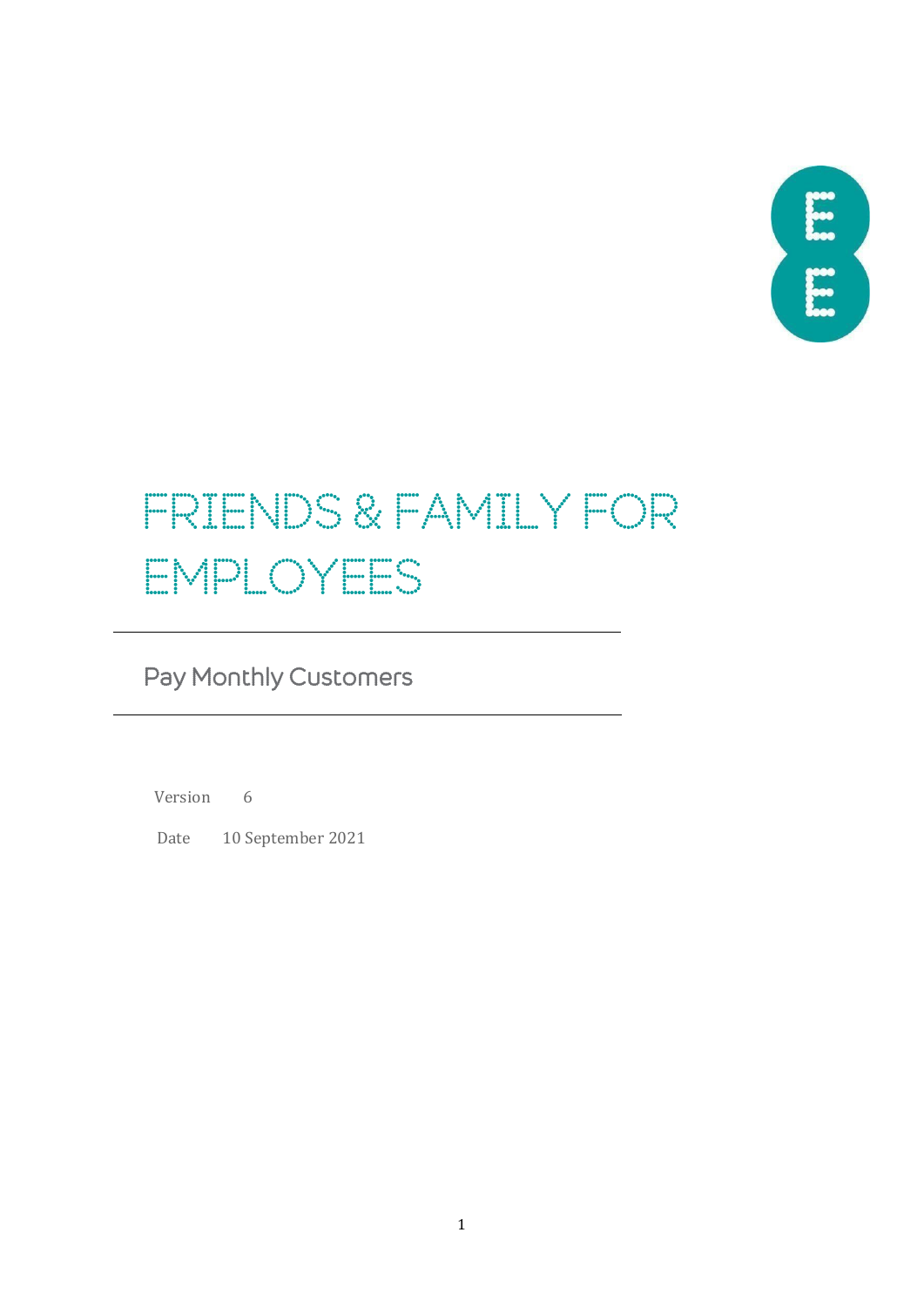# FRIENDS & FAMILY FOR EMPLOYEES

## Pay Monthly Customers

Version 6

Date 10 September 2021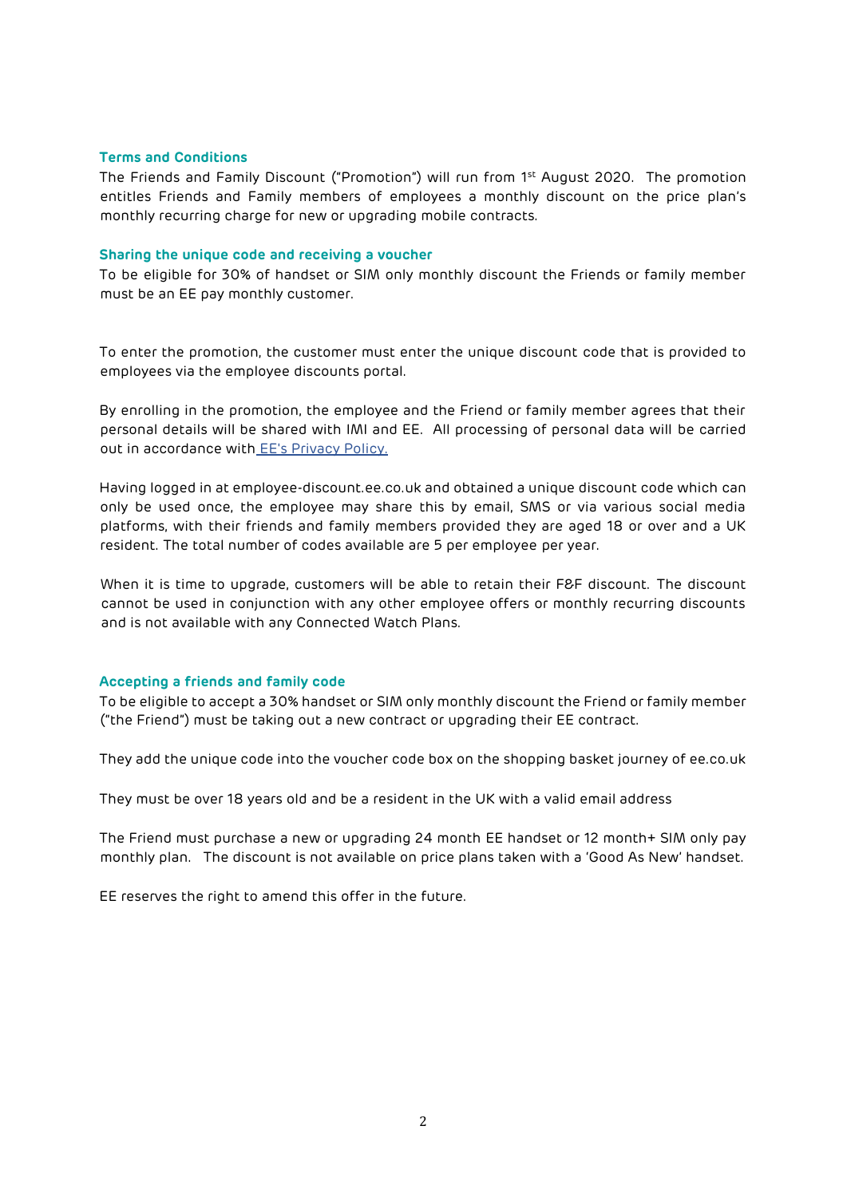### Terms and Conditions

The Friends and Family Discount ("Promotion") will run from 1st August 2020. The promotion entitles Friends and Family members of employees a monthly discount on the price plan's monthly recurring charge for new or upgrading mobile contracts.

### Sharing the unique code and receiving a voucher

To be eligible for 30% of handset or SIM only monthly discount the Friends or family member must be an EE pay monthly customer.

To enter the promotion, the customer must enter the unique discount code that is provided to employees via the employee discounts portal.

By enrolling in the promotion, the employee and the Friend or family member agrees that their personal details will be shared with IMI and EE. All processing of personal data will be carried out in accordance with [EE's Privacy Policy.](#)

Having logged in at employee-discount.ee.co.uk and obtained a unique discount code which can only be used once, the employee may share this by email, SMS or via various social media platforms, with their friends and family members provided they are aged 18 or over and a UK resident. The total number of codes available are 5 per employee per year.

When it is time to upgrade, customers will be able to retain their F&F discount. The discount cannot be used in conjunction with any other employee offers or monthly recurring discounts and is not available with any Connected Watch Plans.

### Accepting a friends and family code

To be eligible to accept a 30% handset or SIM only monthly discount the Friend or family member ("the Friend") must be taking out a new contract or upgrading their EE contract.

They add the unique code into the voucher code box on the shopping basket journey of ee.co.uk

They must be over 18 years old and be a resident in the UK with a valid email address

The Friend must purchase a new or upgrading 24 month EE handset or 12 month+ SIM only pay monthly plan. The discount is not available on price plans taken with a 'Good As New' handset.

EE reserves the right to amend this offer in the future.